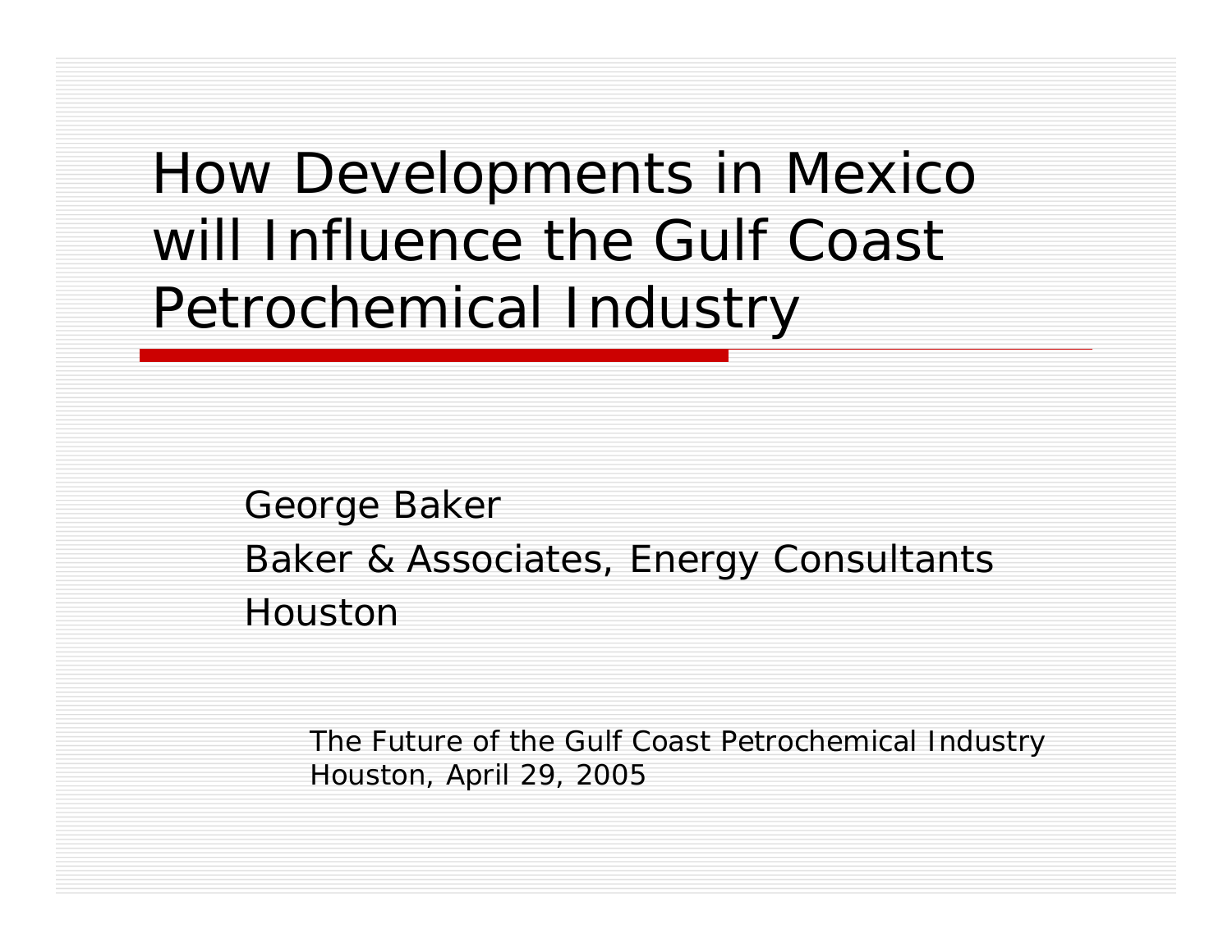# How Developments in Mexico will Influence the Gulf Coast Petrochemical Industry

George Baker

Baker & Associates, Energy Consultants

Houston

The Future of the Gulf Coast Petrochemical Industry

Houston, April 29, 2005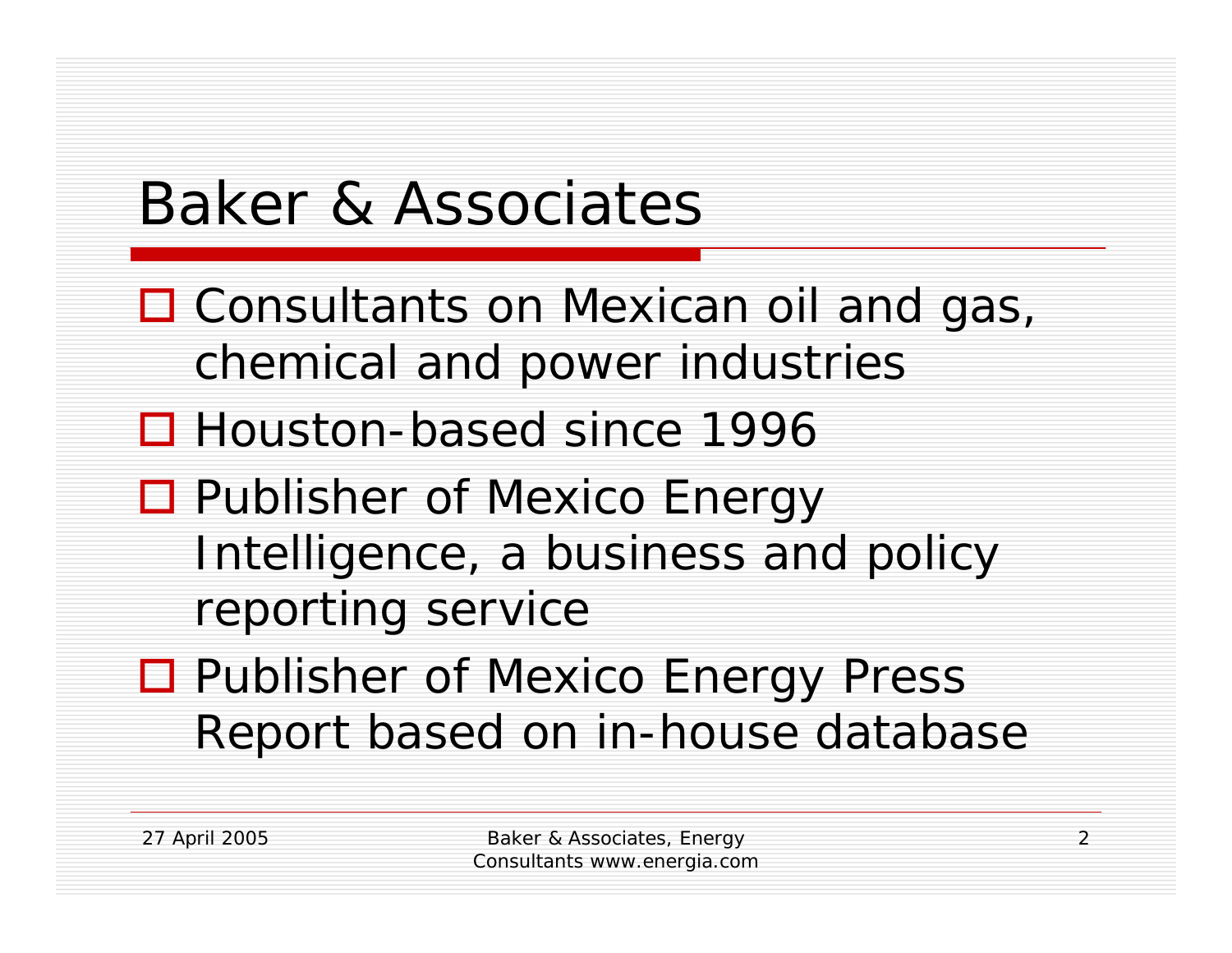# Baker & Associates

- Consultants on Mexican oil and gas, chemical and power industries
- Houston-based since 1996
- Publisher of Mexico Energy Intelligence, a business and policy reporting service
- Publisher of Mexico Energy Press Report based on in-house database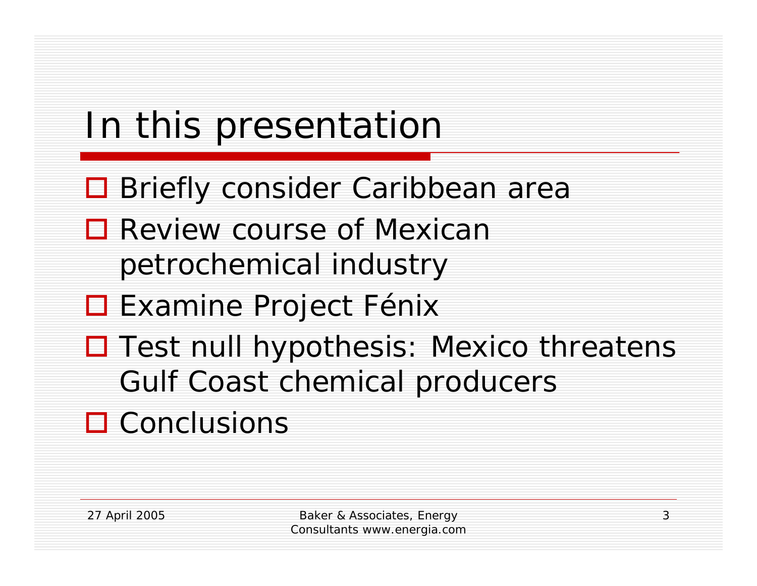# In this presentation

- Briefly consider Caribbean area
- Review course of Mexican petrochemical industry
- Examine Project Fénix
- Test null hypothesis: Mexico threatens Gulf Coast chemical producers
- Conclusions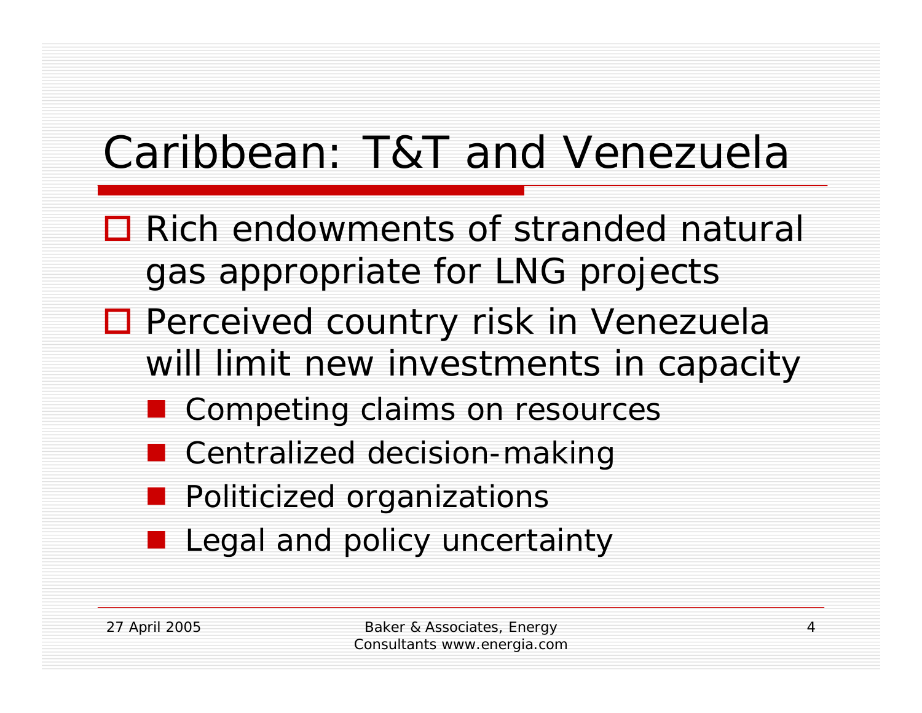# Caribbean: T&T and Venezuela

- Rich endowments of stranded natural gas appropriate for LNG projects
- Perceived country risk in Venezuela will limit new investments in capacity
  - Competing claims on resources
  - Centralized decision-making
  - Politicized organizations
  - Legal and policy uncertainty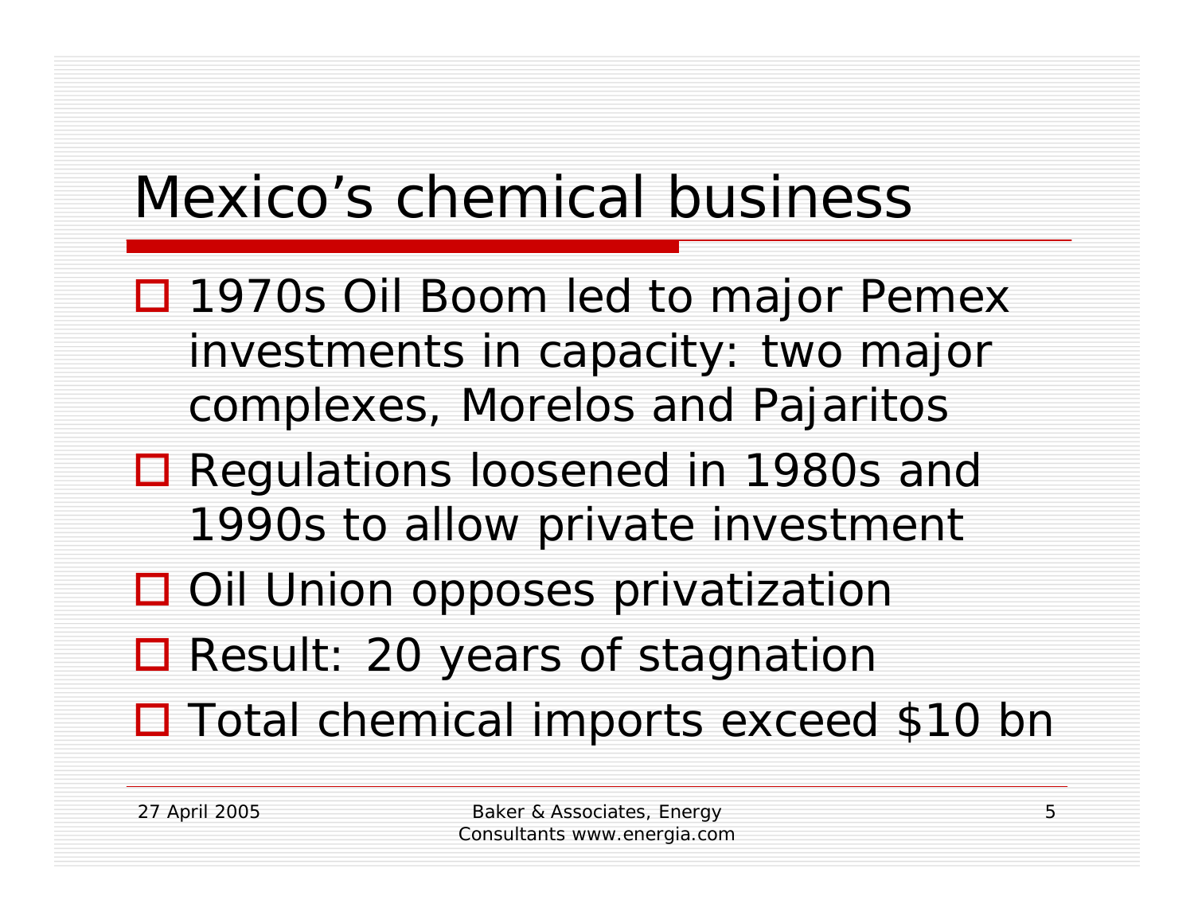# Mexico's chemical business

- 1970s Oil Boom led to major Pemex investments in capacity: two major complexes, Morelos and Pajaritos
- Regulations loosened in 1980s and 1990s to allow private investment
- Oil Union opposes privatization
- Result: 20 years of stagnation
- Total chemical imports exceed $10 bn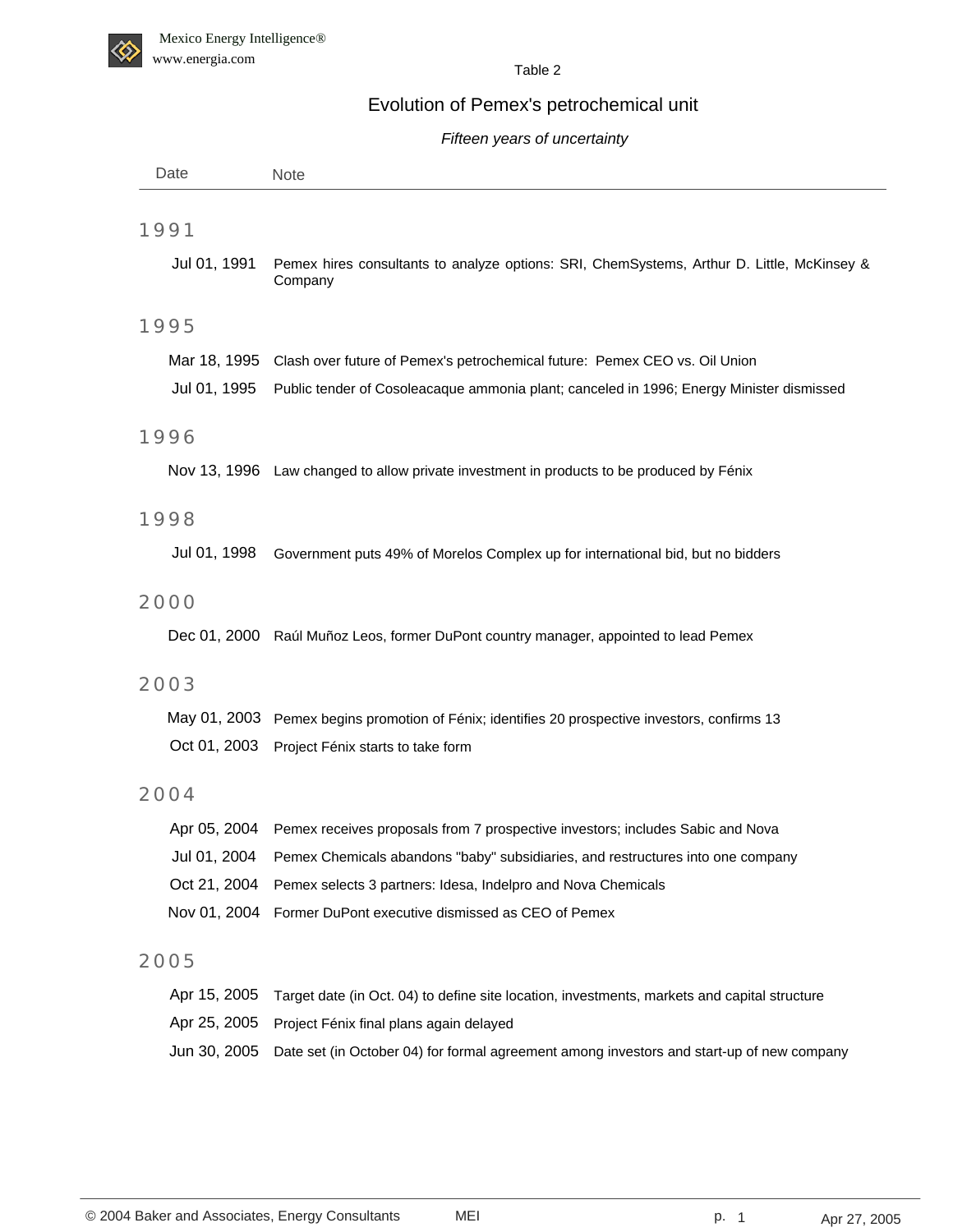Table 2

# Evolution of Pemex's petrochemical unit

*Fifteen years of uncertainty*

| Date | Note |
|---|---|
| **1991** | |
| Jul 01, 1991 | Pemex hires consultants to analyze options: SRI, ChemSystems, Arthur D. Little, McKinsey & Company |
| **1995** | |
| Mar 18, 1995 | Clash over future of Pemex's petrochemical future: Pemex CEO vs. Oil Union |
| Jul 01, 1995 | Public tender of Cosoleacaque ammonia plant; canceled in 1996; Energy Minister dismissed |
| **1996** | |
| Nov 13, 1996 | Law changed to allow private investment in products to be produced by Fénix |
| **1998** | |
| Jul 01, 1998 | Government puts 49% of Morelos Complex up for international bid, but no bidders |
| **2000** | |
| Dec 01, 2000 | Raúl Muñoz Leos, former DuPont country manager, appointed to lead Pemex |
| **2003** | |
| May 01, 2003 | Pemex begins promotion of Fénix; identifies 20 prospective investors, confirms 13 |
| Oct 01, 2003 | Project Fénix starts to take form |
| **2004** | |
| Apr 05, 2004 | Pemex receives proposals from 7 prospective investors; includes Sabic and Nova |
| Jul 01, 2004 | Pemex Chemicals abandons "baby" subsidiaries, and restructures into one company |
| Oct 21, 2004 | Pemex selects 3 partners: Idesa, Indelpro and Nova Chemicals |
| Nov 01, 2004 | Former DuPont executive dismissed as CEO of Pemex |
| **2005** | |
| Apr 15, 2005 | Target date (in Oct. 04) to define site location, investments, markets and capital structure |
| Apr 25, 2005 | Project Fénix final plans again delayed |
| Jun 30, 2005 | Date set (in October 04) for formal agreement among investors and start-up of new company |

© 2004 Baker and Associates, Energy Consultants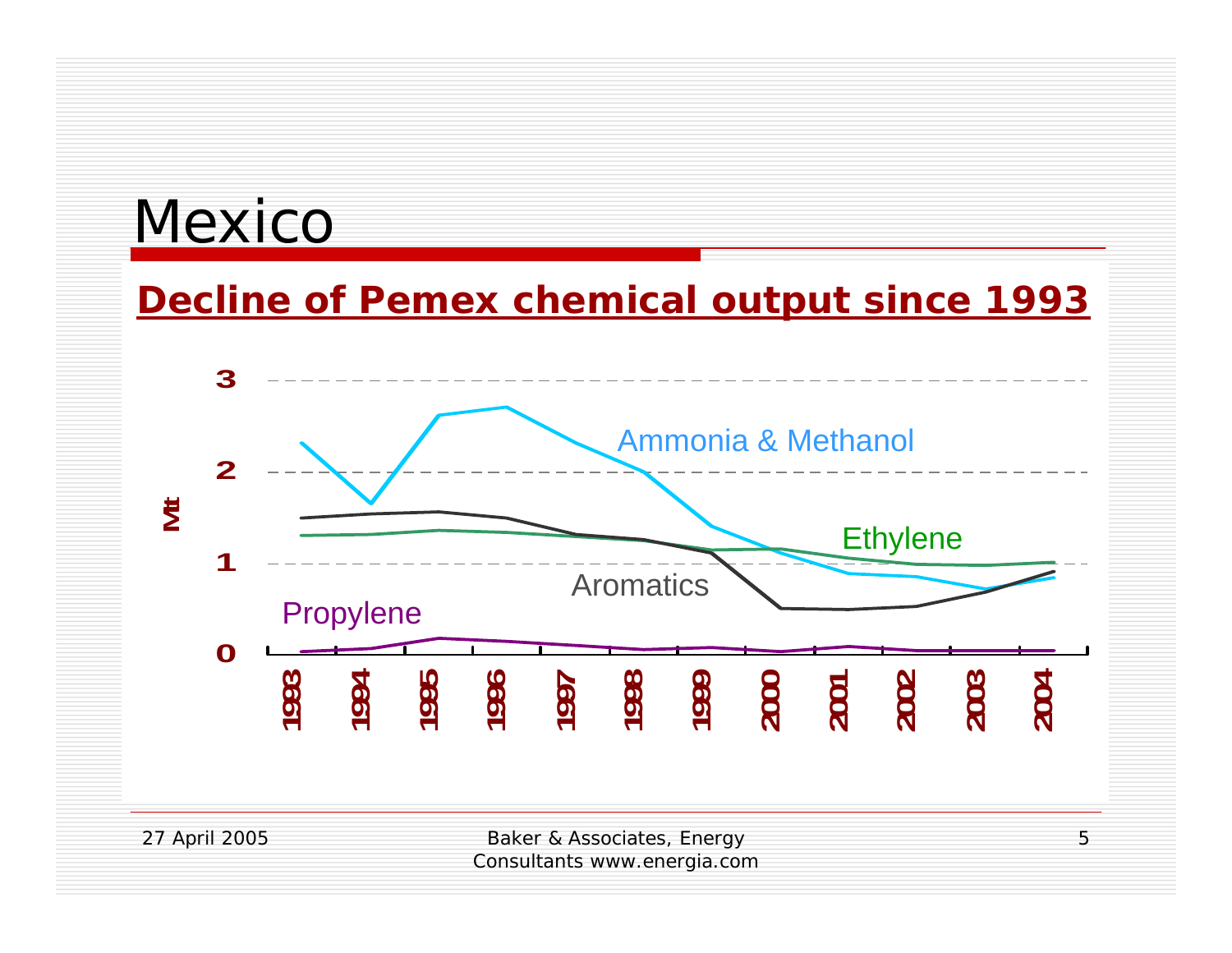# Mexico

## Decline of Pemex chemical output since 1993

Mt

3

2

1

0

Ammonia & Methanol

Ethylene

Aromatics

Propylene

1993 1994 1995 1996 1997 1998 1999 2000 2001 2002 2003 2004

27 April 2005

Baker & Associates, Energy Consultants www.energia.com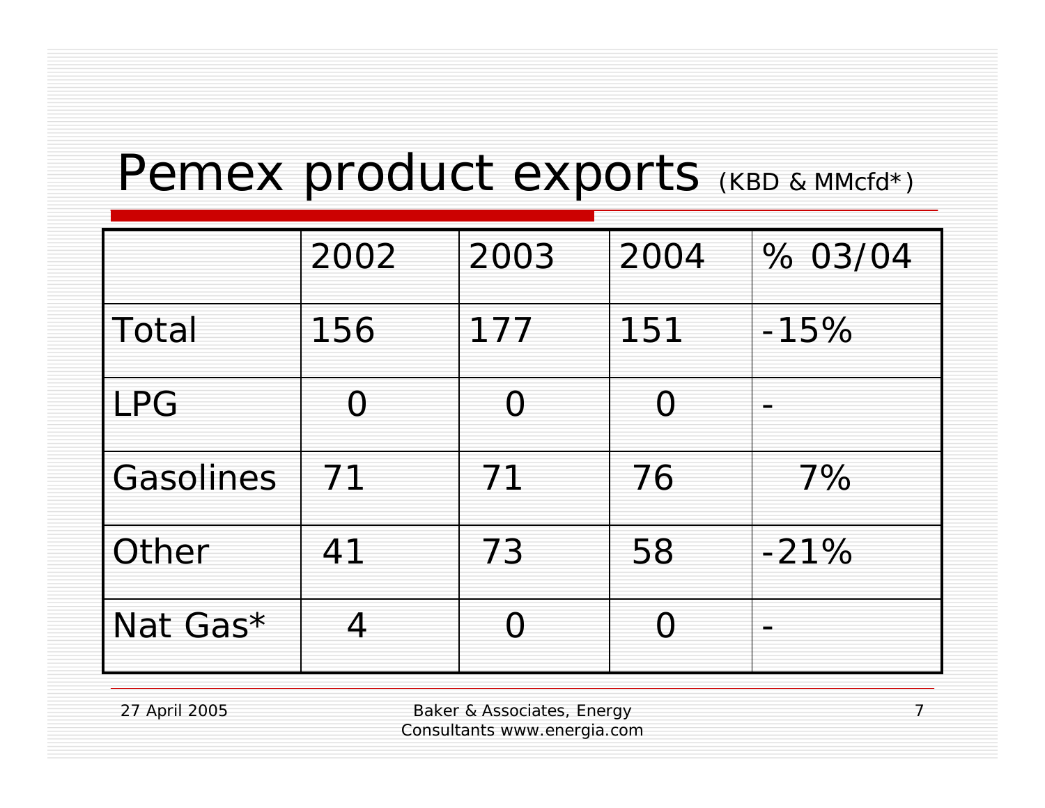# Pemex product exports (KBD & MMcfd*)

| | 2002 | 2003 | 2004 | % 03/04 |
|---|---|---|---|---|
| Total | 156 | 177 | 151 | -15% |
| LPG | 0 | 0 | 0 | - |
| Gasolines | 71 | 71 | 76 | 7% |
| Other | 41 | 73 | 58 | -21% |
| Nat Gas* | 4 | 0 | 0 | - |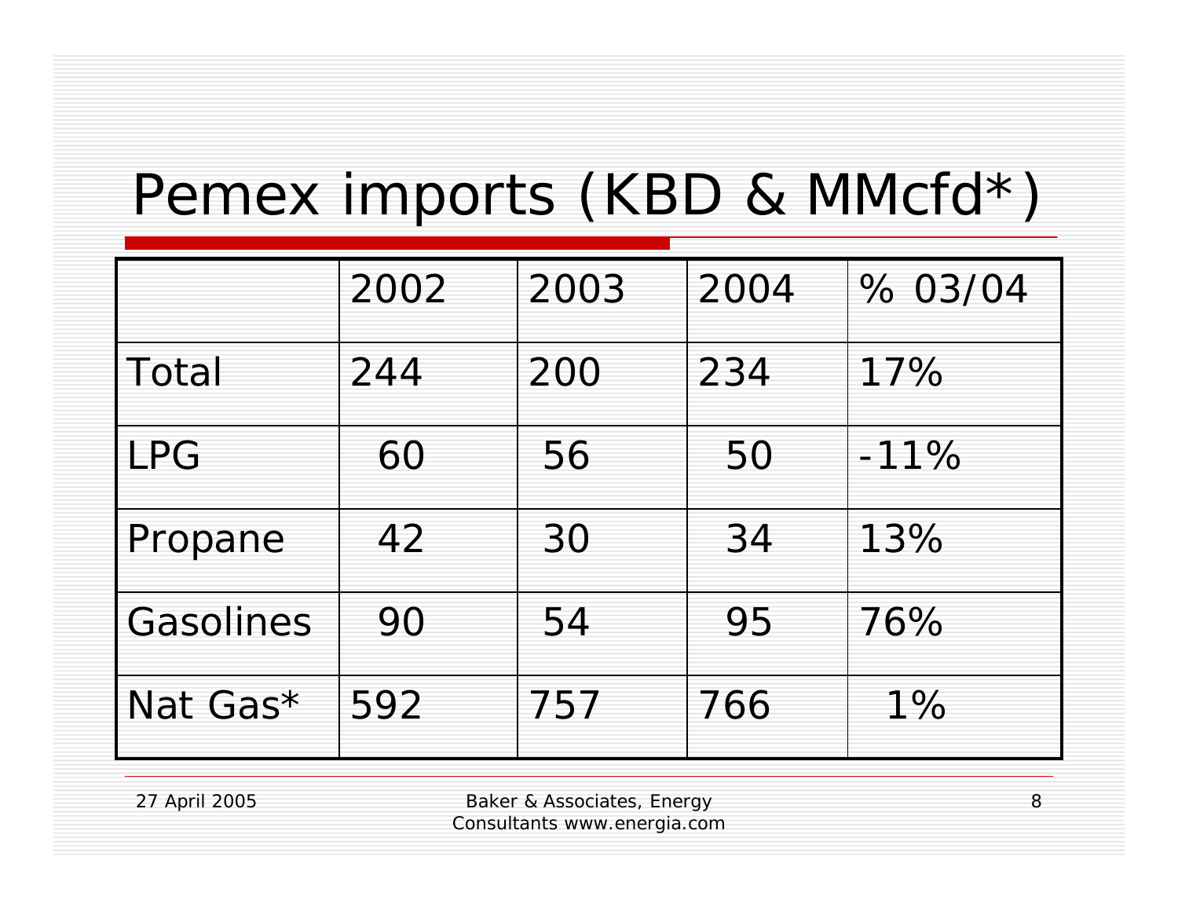# Pemex imports (KBD & MMcfd*)

| | 2002 | 2003 | 2004 | % 03/04 |
|---|---|---|---|---|
| Total | 244 | 200 | 234 | 17% |
| LPG | 60 | 56 | 50 | -11% |
| Propane | 42 | 30 | 34 | 13% |
| Gasolines | 90 | 54 | 95 | 76% |
| Nat Gas* | 592 | 757 | 766 | 1% |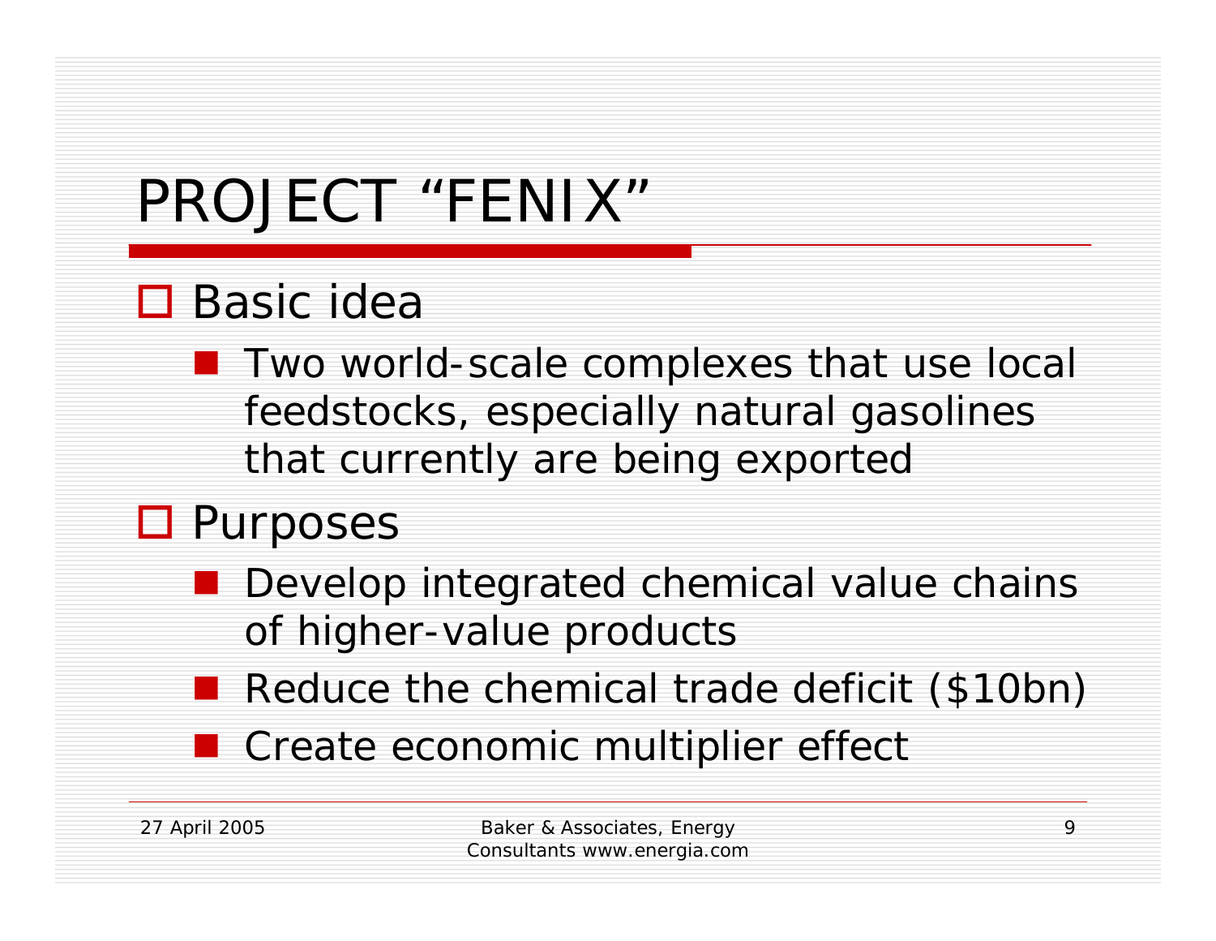# PROJECT "FENIX"

- Basic idea
  - Two world-scale complexes that use local feedstocks, especially natural gasolines that currently are being exported
- Purposes
  - Develop integrated chemical value chains of higher-value products
  - Reduce the chemical trade deficit ($10bn)
  - Create economic multiplier effect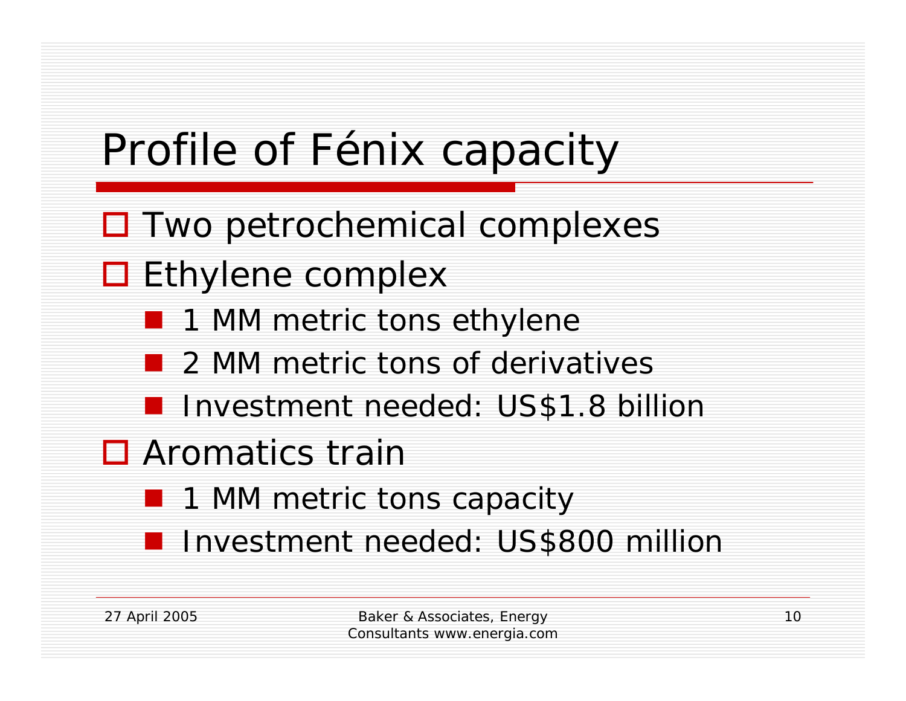# Profile of Fénix capacity

- Two petrochemical complexes
- Ethylene complex
  - 1 MM metric tons ethylene
  - 2 MM metric tons of derivatives
  - Investment needed: US$1.8 billion
- Aromatics train
  - 1 MM metric tons capacity
  - Investment needed: US$800 million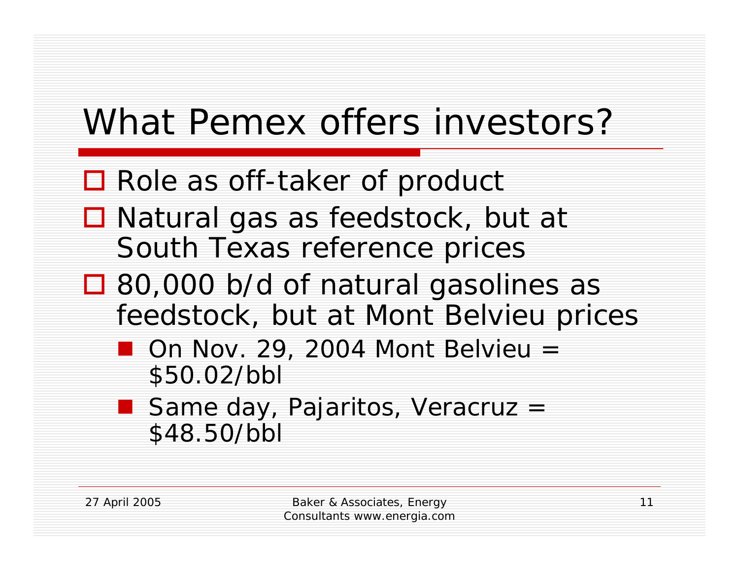# What Pemex offers investors?

- Role as off-taker of product
- Natural gas as feedstock, but at South Texas reference prices
- 80,000 b/d of natural gasolines as feedstock, but at Mont Belvieu prices
  - On Nov. 29, 2004 Mont Belvieu = $50.02/bbl
  - Same day, Pajaritos, Veracruz = $48.50/bbl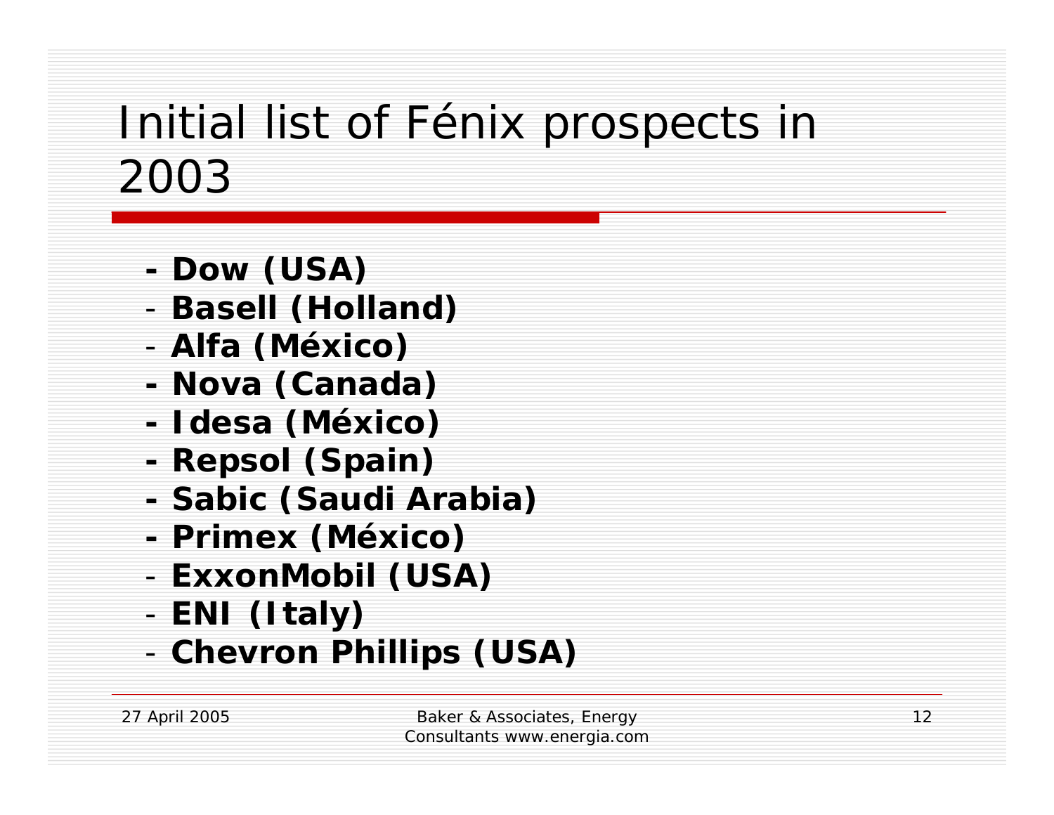# Initial list of Fénix prospects in 2003

- **Dow (USA)**
- **Basell (Holland)**
- **Alfa (México)**
- **Nova (Canada)**
- **Idesa (México)**
- **Repsol (Spain)**
- **Sabic (Saudi Arabia)**
- **Primex (México)**
- **ExxonMobil (USA)**
- **ENI (Italy)**
- **Chevron Phillips (USA)**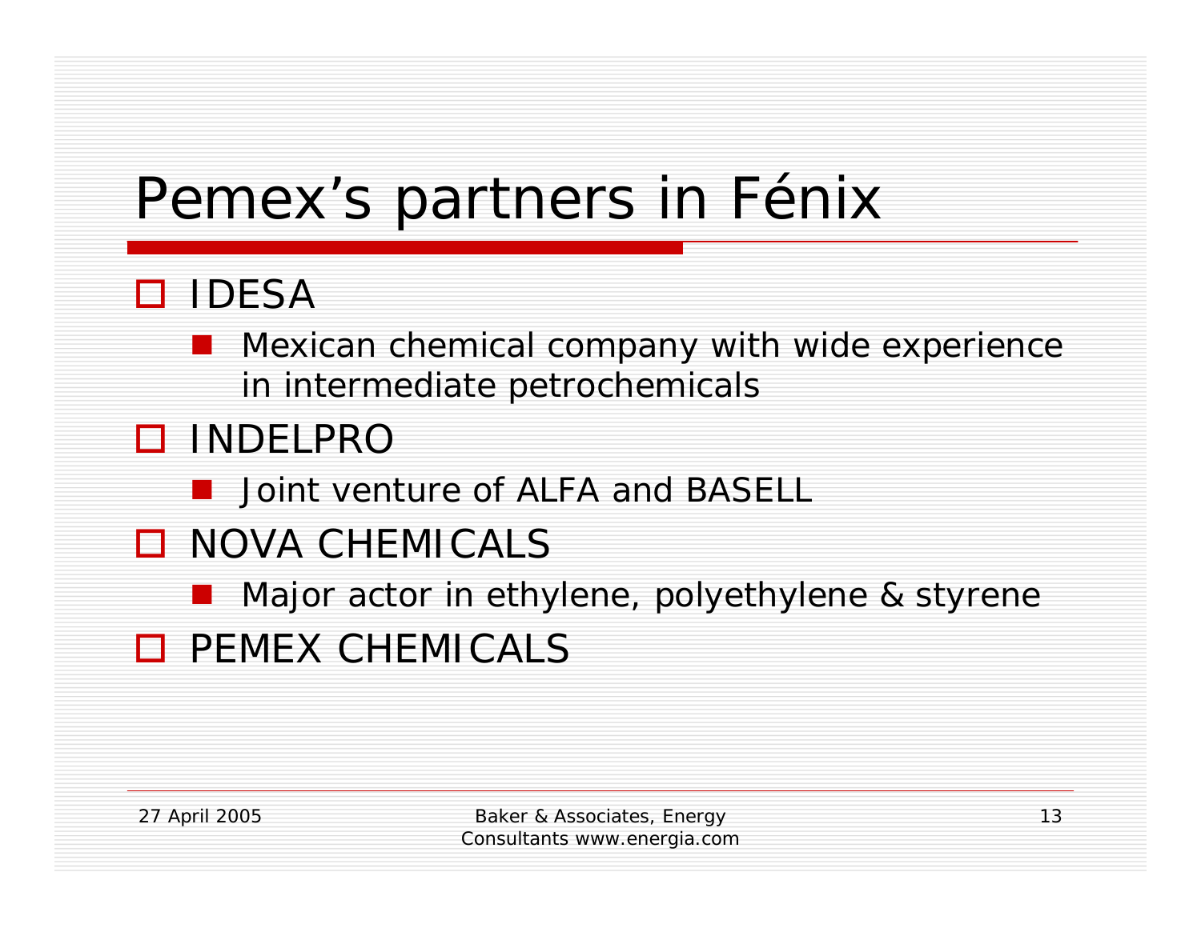# Pemex's partners in Fénix

- IDESA
  - Mexican chemical company with wide experience in intermediate petrochemicals
- INDELPRO
  - Joint venture of ALFA and BASELL
- NOVA CHEMICALS
  - Major actor in ethylene, polyethylene & styrene
- PEMEX CHEMICALS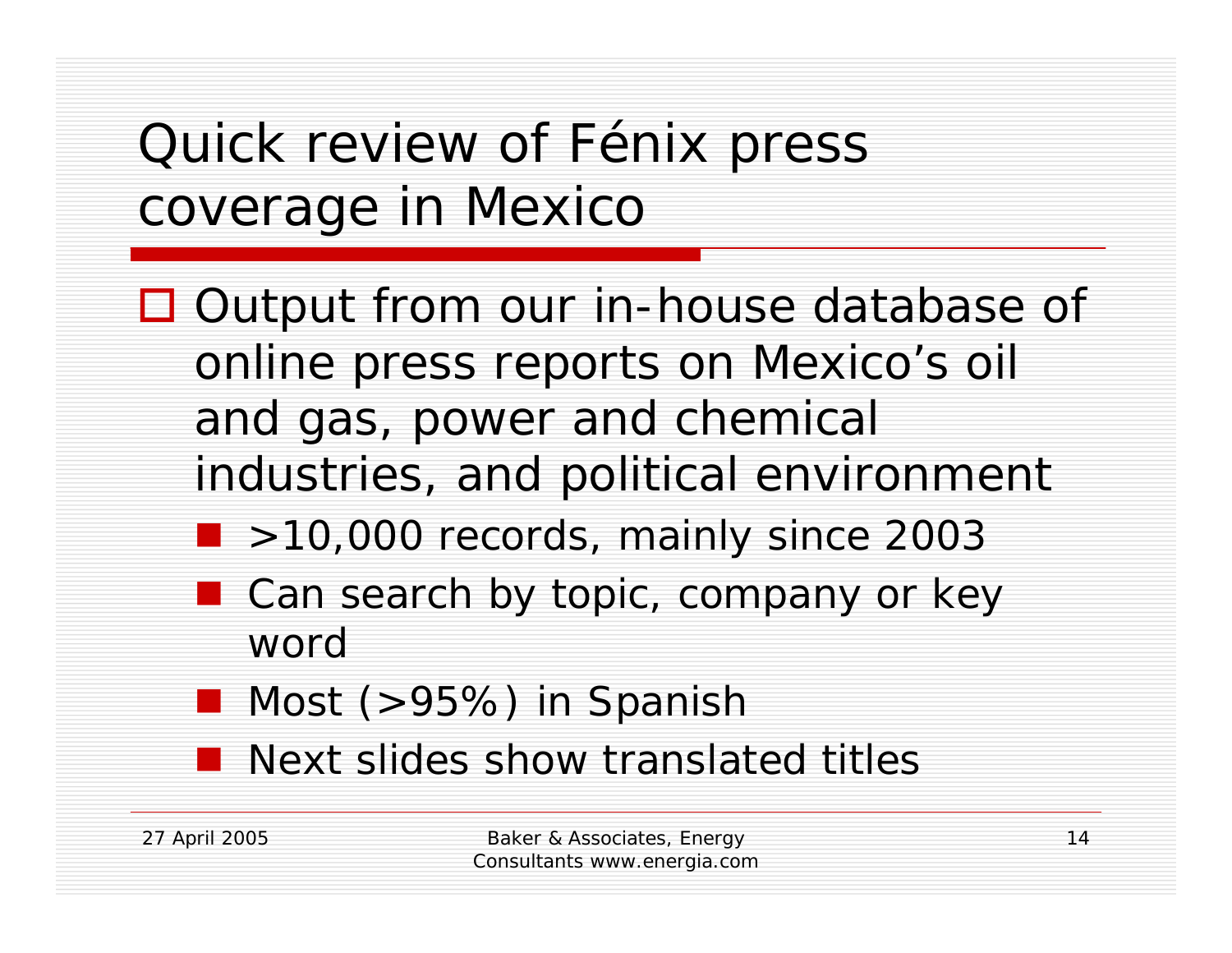# Quick review of Fénix press coverage in Mexico

- Output from our in-house database of online press reports on Mexico's oil and gas, power and chemical industries, and political environment
  - >10,000 records, mainly since 2003
  - Can search by topic, company or key word
  - Most (>95%) in Spanish
  - Next slides show translated titles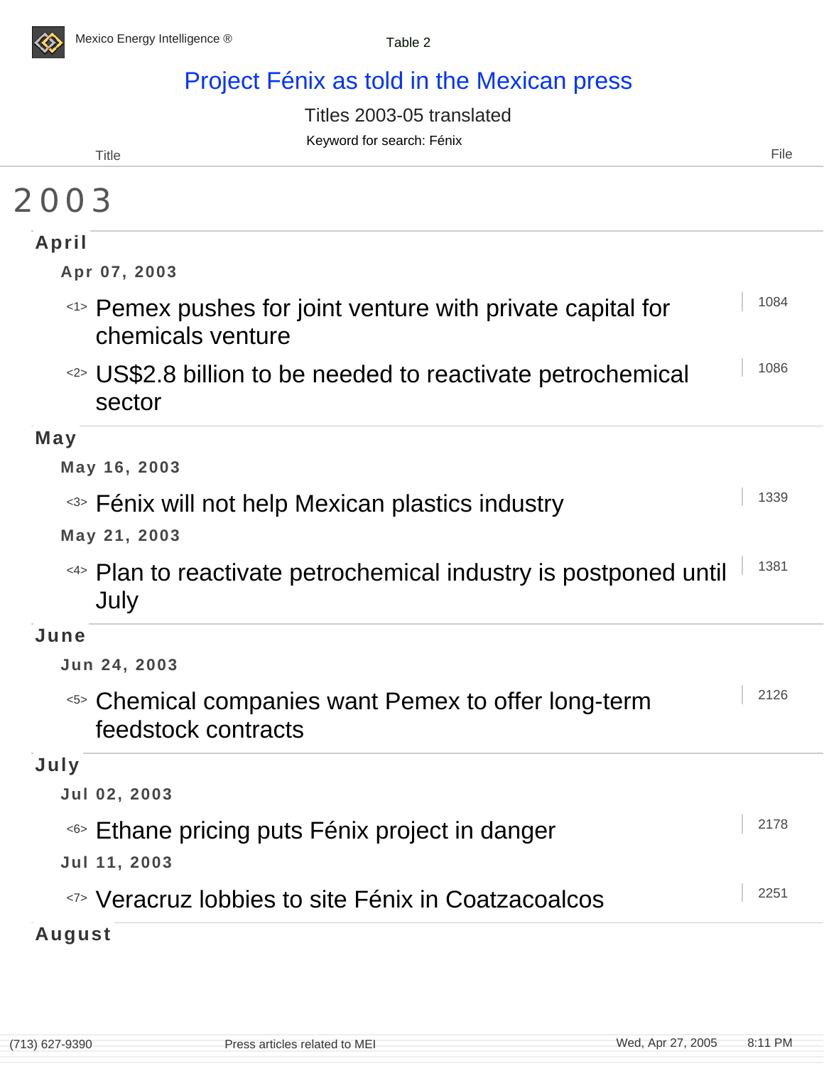Table 2

# Project Fénix as told in the Mexican press

Titles 2003-05 translated

Keyword for search: Fénix

| Title | File |
|---|---|

# 2003

## April

### Apr 07, 2003

| Title | File |
|---|---|
| <1> Pemex pushes for joint venture with private capital for chemicals venture | 1084 |
| <2> US$2.8 billion to be needed to reactivate petrochemical sector | 1086 |

## May

### May 16, 2003

| Title | File |
|---|---|
| <3> Fénix will not help Mexican plastics industry | 1339 |

### May 21, 2003

| Title | File |
|---|---|
| <4> Plan to reactivate petrochemical industry is postponed until July | 1381 |

## June

### Jun 24, 2003

| Title | File |
|---|---|
| <5> Chemical companies want Pemex to offer long-term feedstock contracts | 2126 |

## July

### Jul 02, 2003

| Title | File |
|---|---|
| <6> Ethane pricing puts Fénix project in danger | 2178 |

### Jul 11, 2003

| Title | File |
|---|---|
| <7> Veracruz lobbies to site Fénix in Coatzacoalcos | 2251 |

## August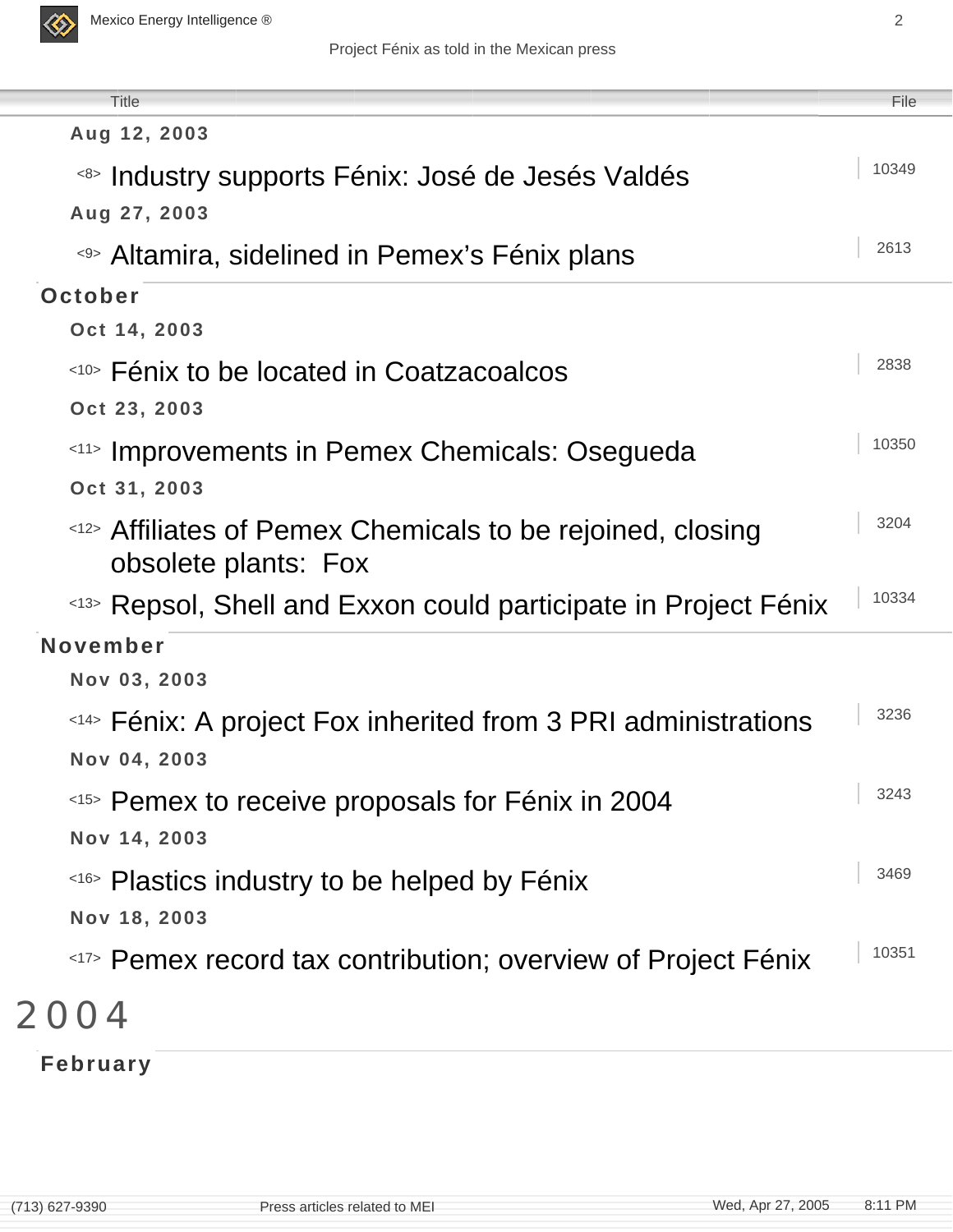| Title | File |
|---|---|
| **Aug 12, 2003** | |
| <8> Industry supports Fénix: José de Jesés Valdés | 10349 |
| **Aug 27, 2003** | |
| <9> Altamira, sidelined in Pemex's Fénix plans | 2613 |
| **October** | |
| **Oct 14, 2003** | |
| <10> Fénix to be located in Coatzacoalcos | 2838 |
| **Oct 23, 2003** | |
| <11> Improvements in Pemex Chemicals: Osegueda | 10350 |
| **Oct 31, 2003** | |
| <12> Affiliates of Pemex Chemicals to be rejoined, closing obsolete plants: Fox | 3204 |
| <13> Repsol, Shell and Exxon could participate in Project Fénix | 10334 |
| **November** | |
| **Nov 03, 2003** | |
| <14> Fénix: A project Fox inherited from 3 PRI administrations | 3236 |
| **Nov 04, 2003** | |
| <15> Pemex to receive proposals for Fénix in 2004 | 3243 |
| **Nov 14, 2003** | |
| <16> Plastics industry to be helped by Fénix | 3469 |
| **Nov 18, 2003** | |
| <17> Pemex record tax contribution; overview of Project Fénix | 10351 |

# 2004

## February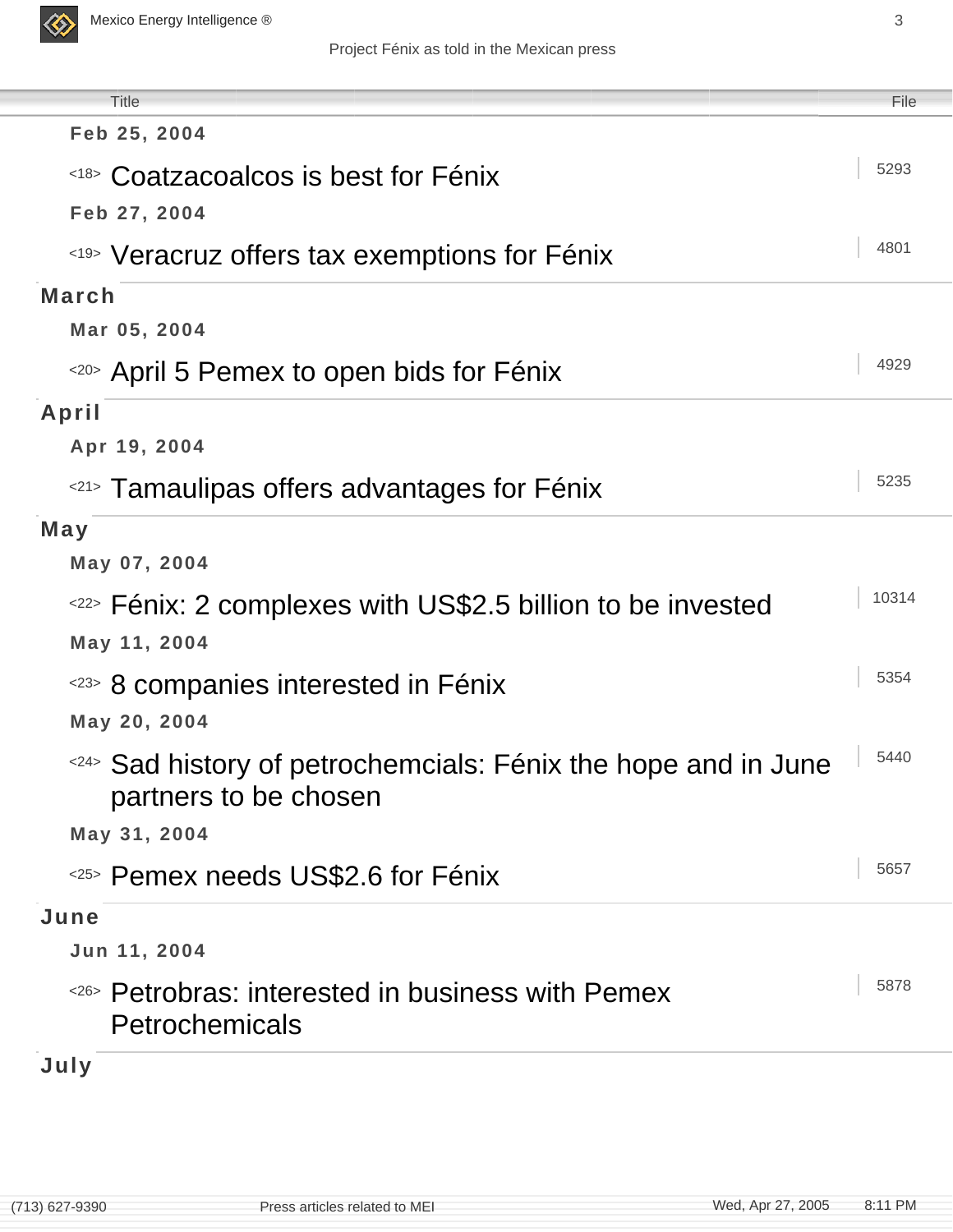| Title | File |
|---|---|
| **Feb 25, 2004** | |
| [18] Coatzacoalcos is best for Fénix | 5293 |
| **Feb 27, 2004** | |
| [19] Veracruz offers tax exemptions for Fénix | 4801 |
| **March** | |
| **Mar 05, 2004** | |
| [20] April 5 Pemex to open bids for Fénix | 4929 |
| **April** | |
| **Apr 19, 2004** | |
| [21] Tamaulipas offers advantages for Fénix | 5235 |
| **May** | |
| **May 07, 2004** | |
| [22] Fénix: 2 complexes with US$2.5 billion to be invested | 10314 |
| **May 11, 2004** | |
| [23] 8 companies interested in Fénix | 5354 |
| **May 20, 2004** | |
| [24] Sad history of petrochemcials: Fénix the hope and in June partners to be chosen | 5440 |
| **May 31, 2004** | |
| [25] Pemex needs US$2.6 for Fénix | 5657 |
| **June** | |
| **Jun 11, 2004** | |
| [26] Petrobras: interested in business with Pemex Petrochemicals | 5878 |
| **July** | |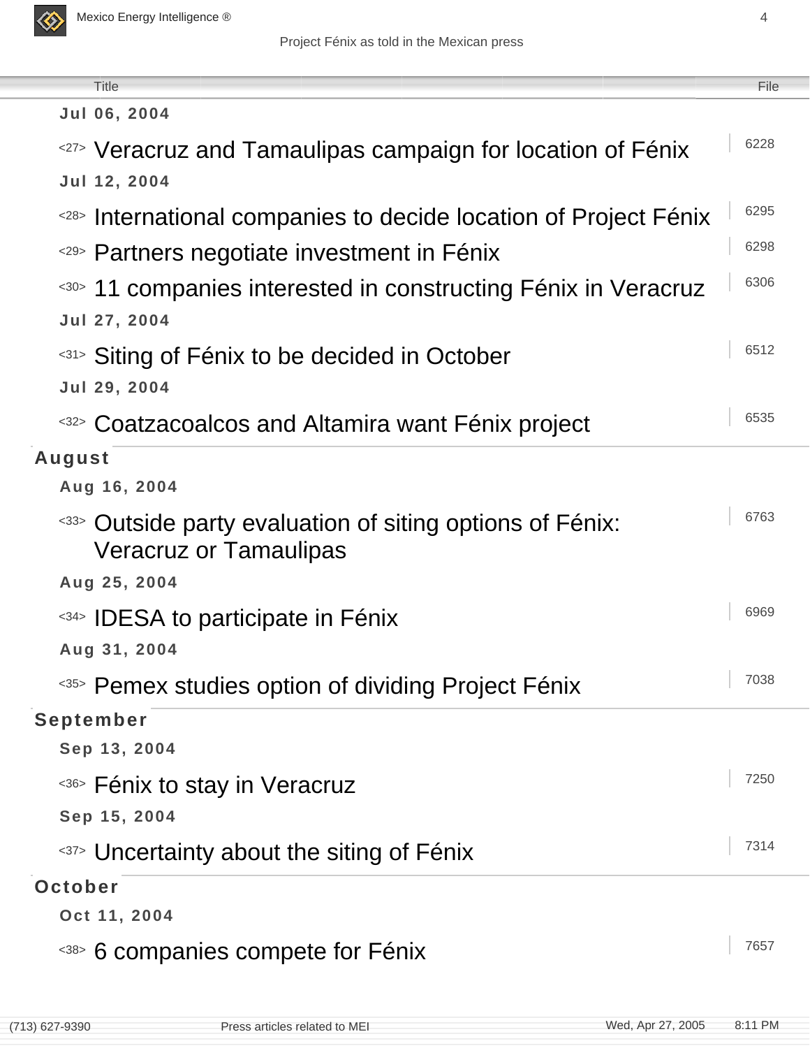| Title | File |
|---|---|
| **Jul 06, 2004** | |
| <27> Veracruz and Tamaulipas campaign for location of Fénix | 6228 |
| **Jul 12, 2004** | |
| <28> International companies to decide location of Project Fénix | 6295 |
| <29> Partners negotiate investment in Fénix | 6298 |
| <30> 11 companies interested in constructing Fénix in Veracruz | 6306 |
| **Jul 27, 2004** | |
| <31> Siting of Fénix to be decided in October | 6512 |
| **Jul 29, 2004** | |
| <32> Coatzacoalcos and Altamira want Fénix project | 6535 |
| **August** | |
| **Aug 16, 2004** | |
| <33> Outside party evaluation of siting options of Fénix: Veracruz or Tamaulipas | 6763 |
| **Aug 25, 2004** | |
| <34> IDESA to participate in Fénix | 6969 |
| **Aug 31, 2004** | |
| <35> Pemex studies option of dividing Project Fénix | 7038 |
| **September** | |
| **Sep 13, 2004** | |
| <36> Fénix to stay in Veracruz | 7250 |
| **Sep 15, 2004** | |
| <37> Uncertainty about the siting of Fénix | 7314 |
| **October** | |
| **Oct 11, 2004** | |
| <38> 6 companies compete for Fénix | 7657 |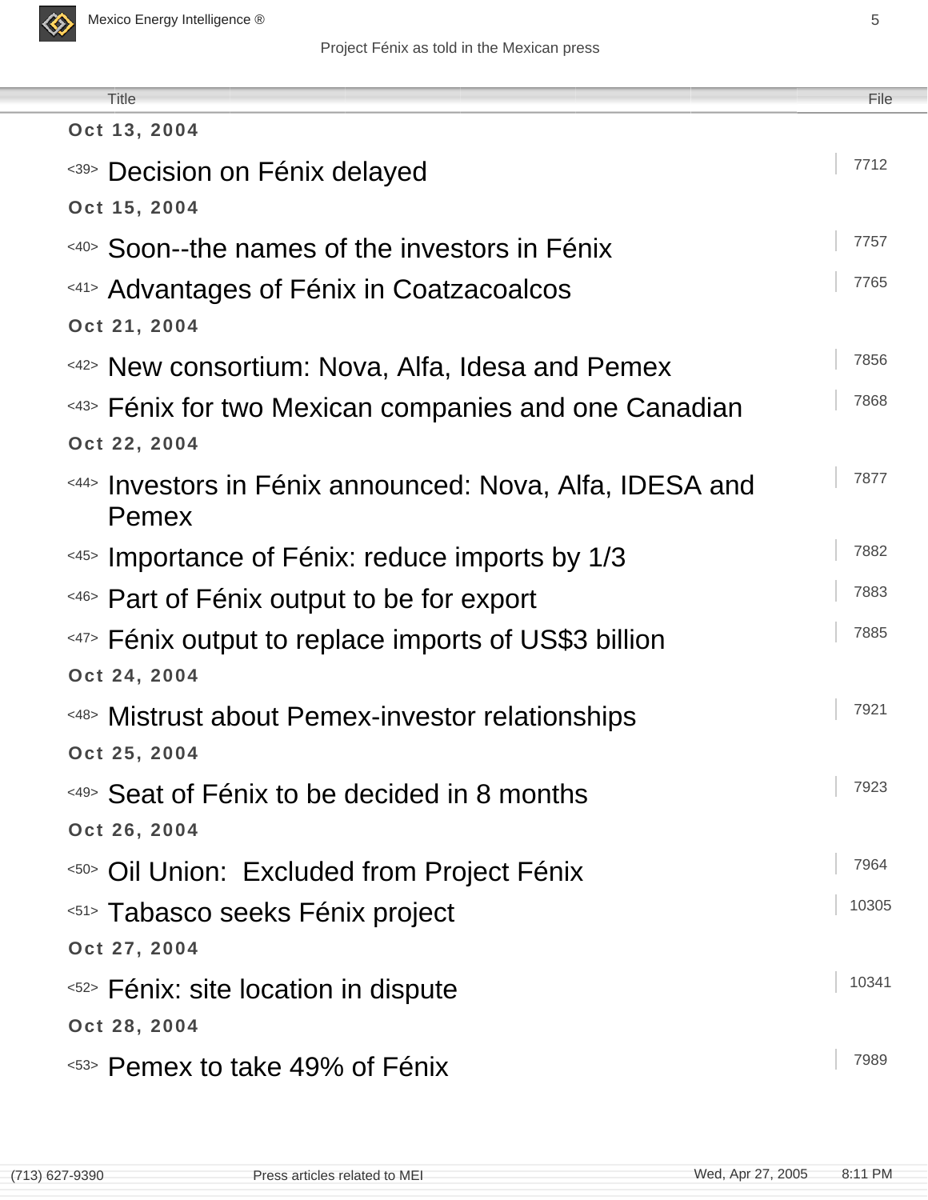| Title | File |
|---|---|
| **Oct 13, 2004** | |
| <39> Decision on Fénix delayed | 7712 |
| **Oct 15, 2004** | |
| <40> Soon--the names of the investors in Fénix | 7757 |
| <41> Advantages of Fénix in Coatzacoalcos | 7765 |
| **Oct 21, 2004** | |
| <42> New consortium: Nova, Alfa, Idesa and Pemex | 7856 |
| <43> Fénix for two Mexican companies and one Canadian | 7868 |
| **Oct 22, 2004** | |
| <44> Investors in Fénix announced: Nova, Alfa, IDESA and Pemex | 7877 |
| <45> Importance of Fénix: reduce imports by 1/3 | 7882 |
| <46> Part of Fénix output to be for export | 7883 |
| <47> Fénix output to replace imports of US$3 billion | 7885 |
| **Oct 24, 2004** | |
| <48> Mistrust about Pemex-investor relationships | 7921 |
| **Oct 25, 2004** | |
| <49> Seat of Fénix to be decided in 8 months | 7923 |
| **Oct 26, 2004** | |
| <50> Oil Union:  Excluded from Project Fénix | 7964 |
| <51> Tabasco seeks Fénix project | 10305 |
| **Oct 27, 2004** | |
| <52> Fénix: site location in dispute | 10341 |
| **Oct 28, 2004** | |
| <53> Pemex to take 49% of Fénix | 7989 |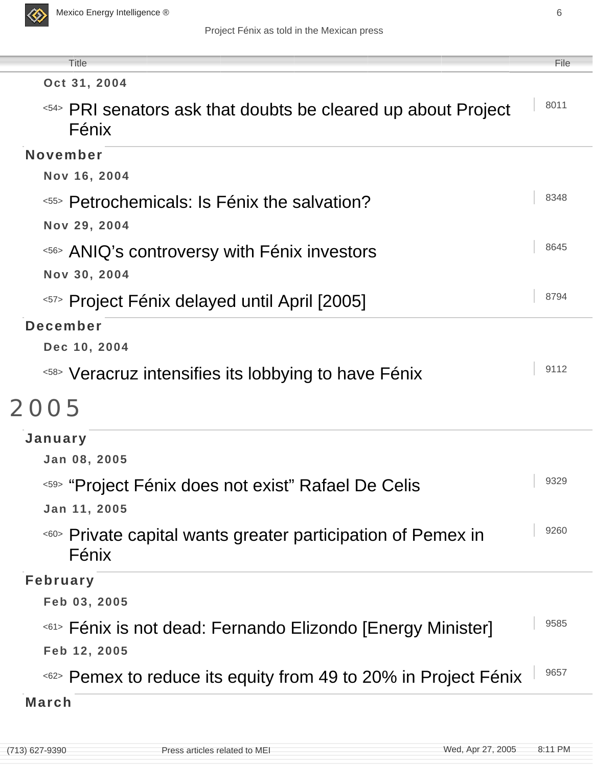| Title | File |
|---|---|
| **Oct 31, 2004** | |
| <54> PRI senators ask that doubts be cleared up about Project Fénix | 8011 |

## November

| Title | File |
|---|---|
| **Nov 16, 2004** | |
| <55> Petrochemicals: Is Fénix the salvation? | 8348 |
| **Nov 29, 2004** | |
| <56> ANIQ's controversy with Fénix investors | 8645 |
| **Nov 30, 2004** | |
| <57> Project Fénix delayed until April [2005] | 8794 |

## December

| Title | File |
|---|---|
| **Dec 10, 2004** | |
| <58> Veracruz intensifies its lobbying to have Fénix | 9112 |

# 2005

## January

| Title | File |
|---|---|
| **Jan 08, 2005** | |
| <59> "Project Fénix does not exist" Rafael De Celis | 9329 |
| **Jan 11, 2005** | |
| <60> Private capital wants greater participation of Pemex in Fénix | 9260 |

## February

| Title | File |
|---|---|
| **Feb 03, 2005** | |
| <61> Fénix is not dead: Fernando Elizondo [Energy Minister] | 9585 |
| **Feb 12, 2005** | |
| <62> Pemex to reduce its equity from 49 to 20% in Project Fénix | 9657 |

## March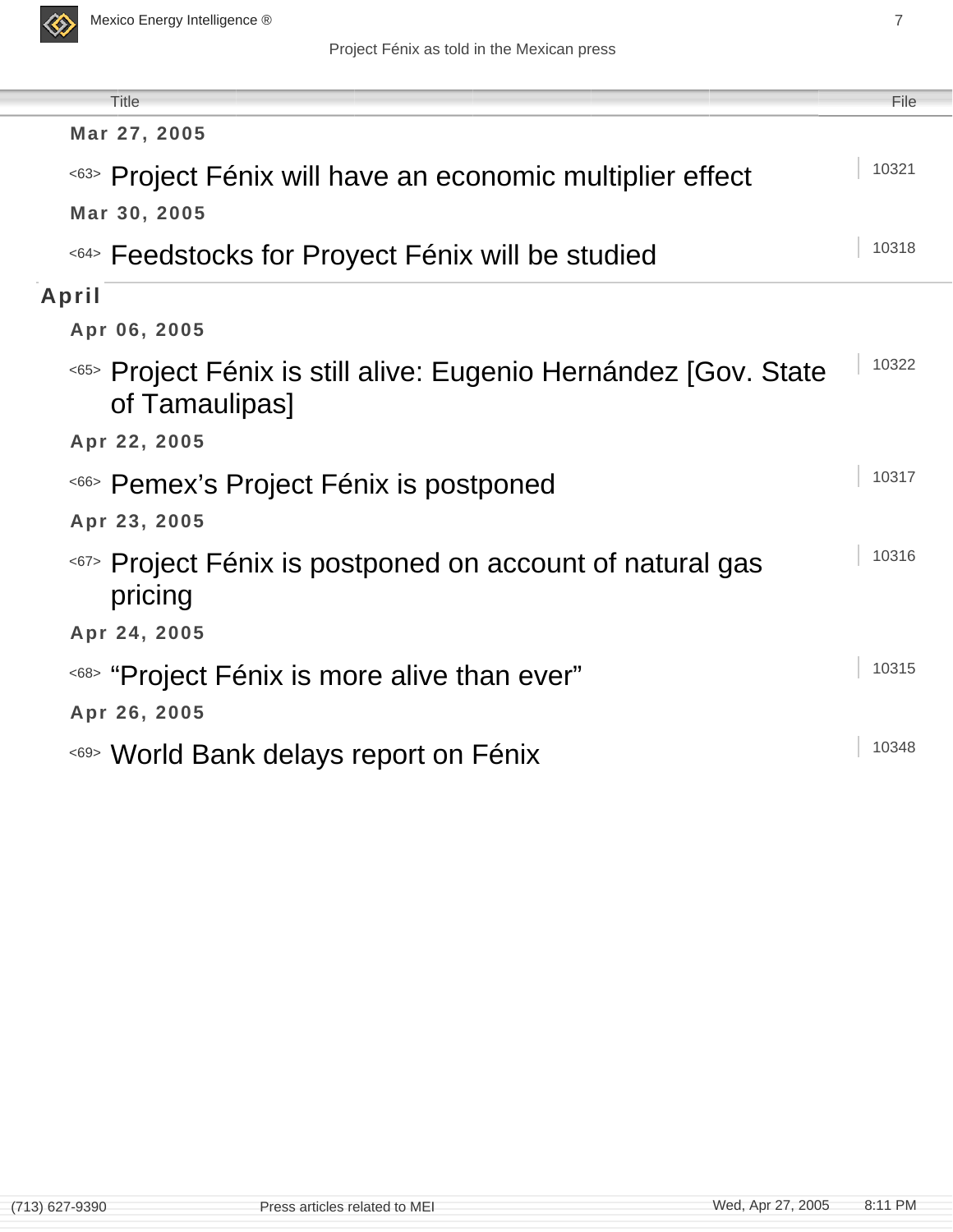| Title | File |
|---|---|
| **Mar 27, 2005** | |
| <63> Project Fénix will have an economic multiplier effect | 10321 |
| **Mar 30, 2005** | |
| <64> Feedstocks for Proyect Fénix will be studied | 10318 |

## April

| Title | File |
|---|---|
| **Apr 06, 2005** | |
| <65> Project Fénix is still alive: Eugenio Hernández [Gov. State of Tamaulipas] | 10322 |
| **Apr 22, 2005** | |
| <66> Pemex's Project Fénix is postponed | 10317 |
| **Apr 23, 2005** | |
| <67> Project Fénix is postponed on account of natural gas pricing | 10316 |
| **Apr 24, 2005** | |
| <68> "Project Fénix is more alive than ever" | 10315 |
| **Apr 26, 2005** | |
| <69> World Bank delays report on Fénix | 10348 |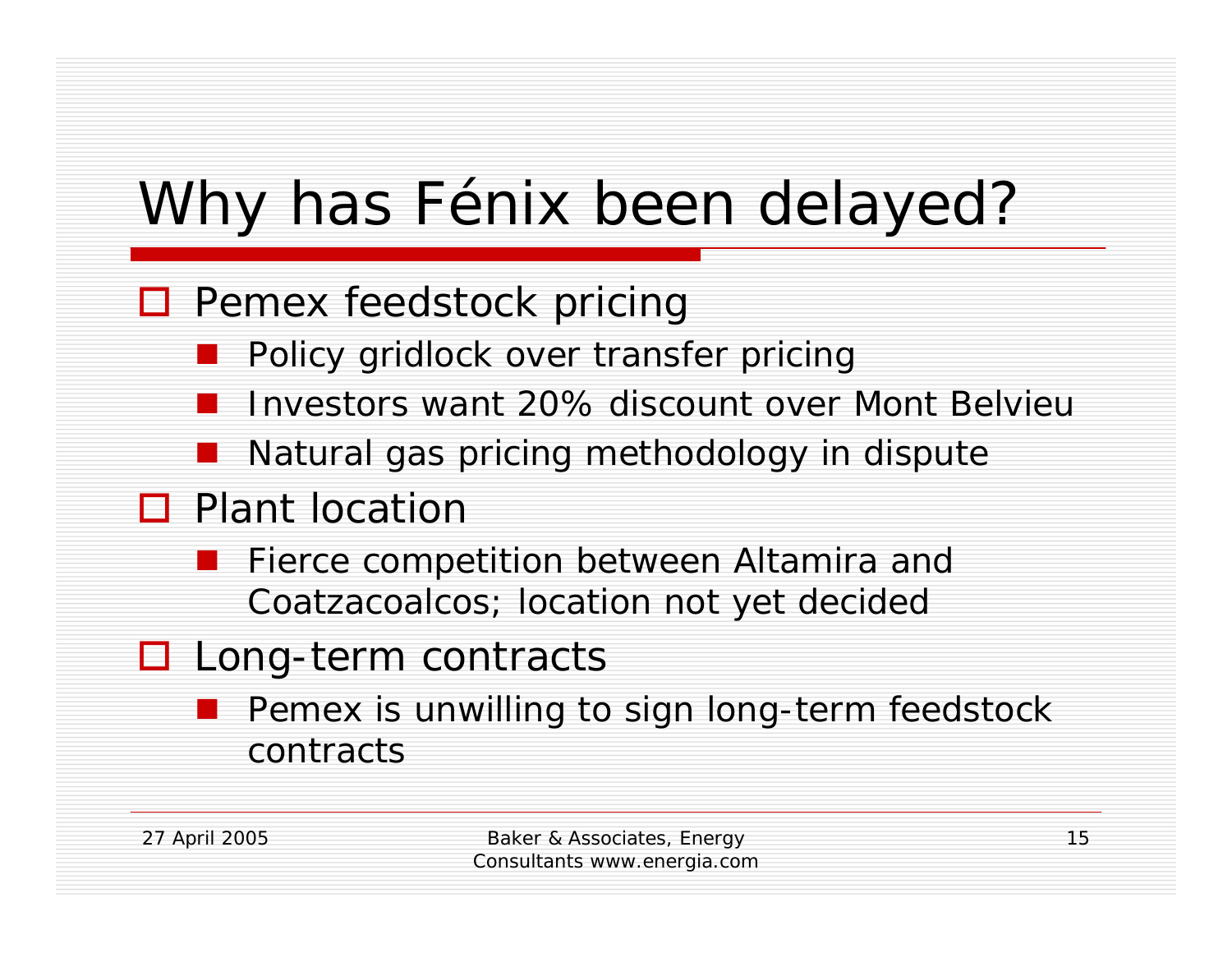# Why has Fénix been delayed?

- Pemex feedstock pricing
  - Policy gridlock over transfer pricing
  - Investors want 20% discount over Mont Belvieu
  - Natural gas pricing methodology in dispute
- Plant location
  - Fierce competition between Altamira and Coatzacoalcos; location not yet decided
- Long-term contracts
  - Pemex is unwilling to sign long-term feedstock contracts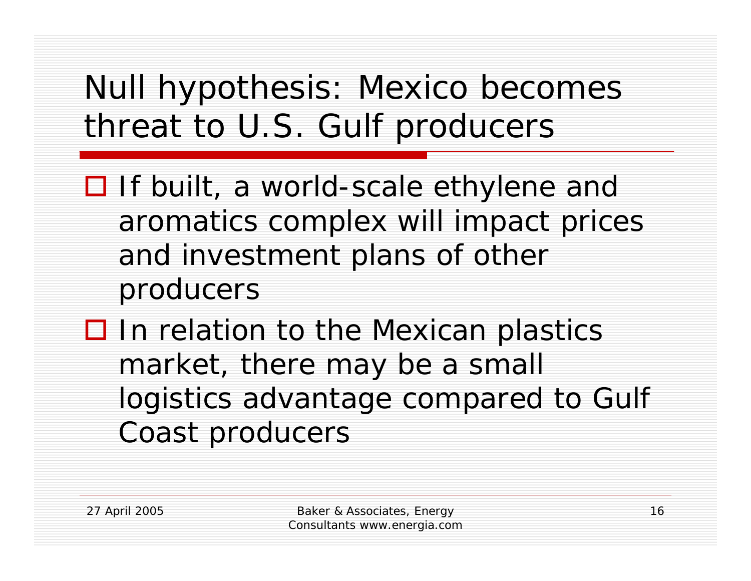# Null hypothesis: Mexico becomes threat to U.S. Gulf producers

- If built, a world-scale ethylene and aromatics complex will impact prices and investment plans of other producers
- In relation to the Mexican plastics market, there may be a small logistics advantage compared to Gulf Coast producers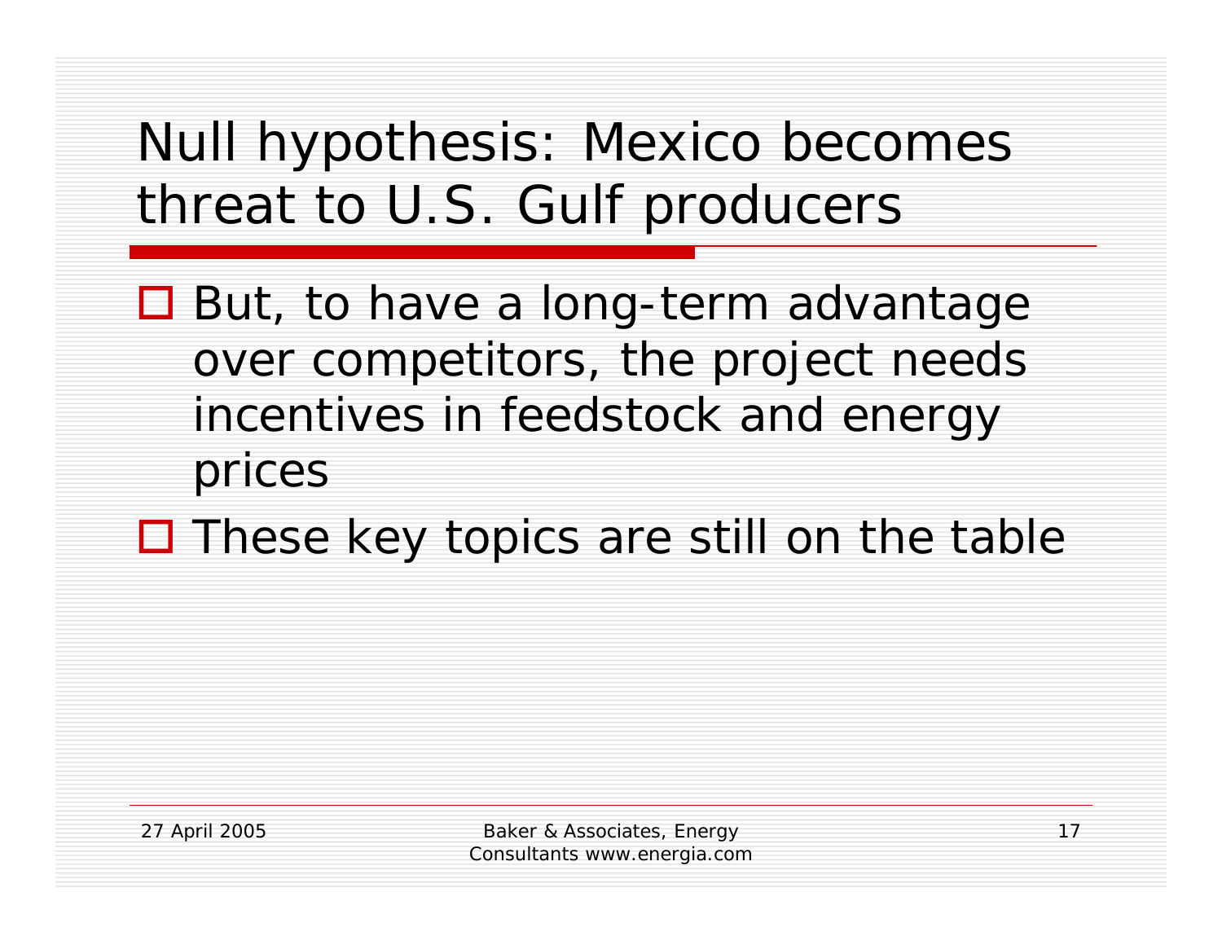# Null hypothesis: Mexico becomes threat to U.S. Gulf producers

- But, to have a long-term advantage over competitors, the project needs incentives in feedstock and energy prices
- These key topics are still on the table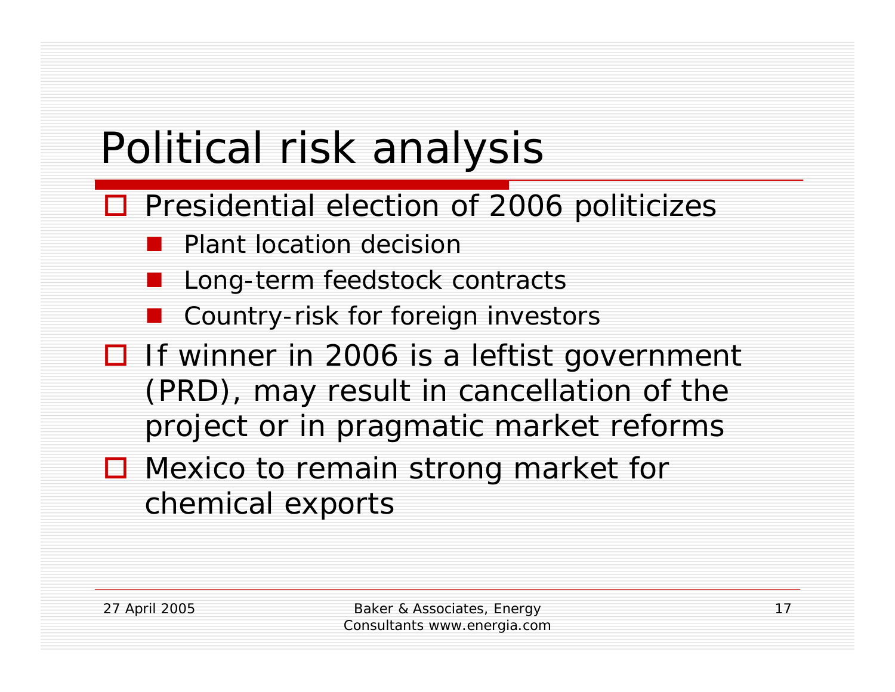# Political risk analysis

- Presidential election of 2006 politicizes
  - Plant location decision
  - Long-term feedstock contracts
  - Country-risk for foreign investors
- If winner in 2006 is a leftist government (PRD), may result in cancellation of the project or in pragmatic market reforms
- Mexico to remain strong market for chemical exports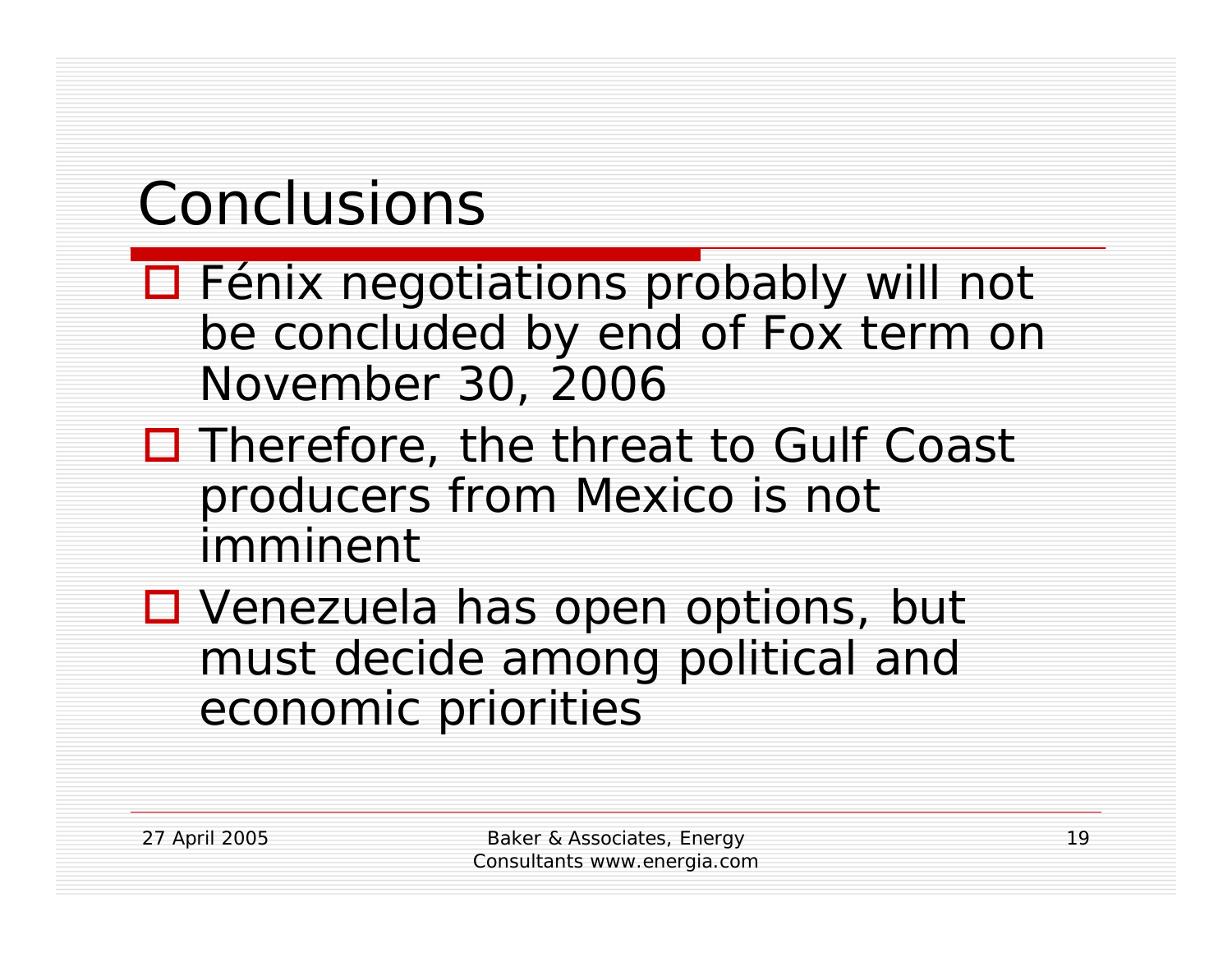# Conclusions

- Fénix negotiations probably will not be concluded by end of Fox term on November 30, 2006
- Therefore, the threat to Gulf Coast producers from Mexico is not imminent
- Venezuela has open options, but must decide among political and economic priorities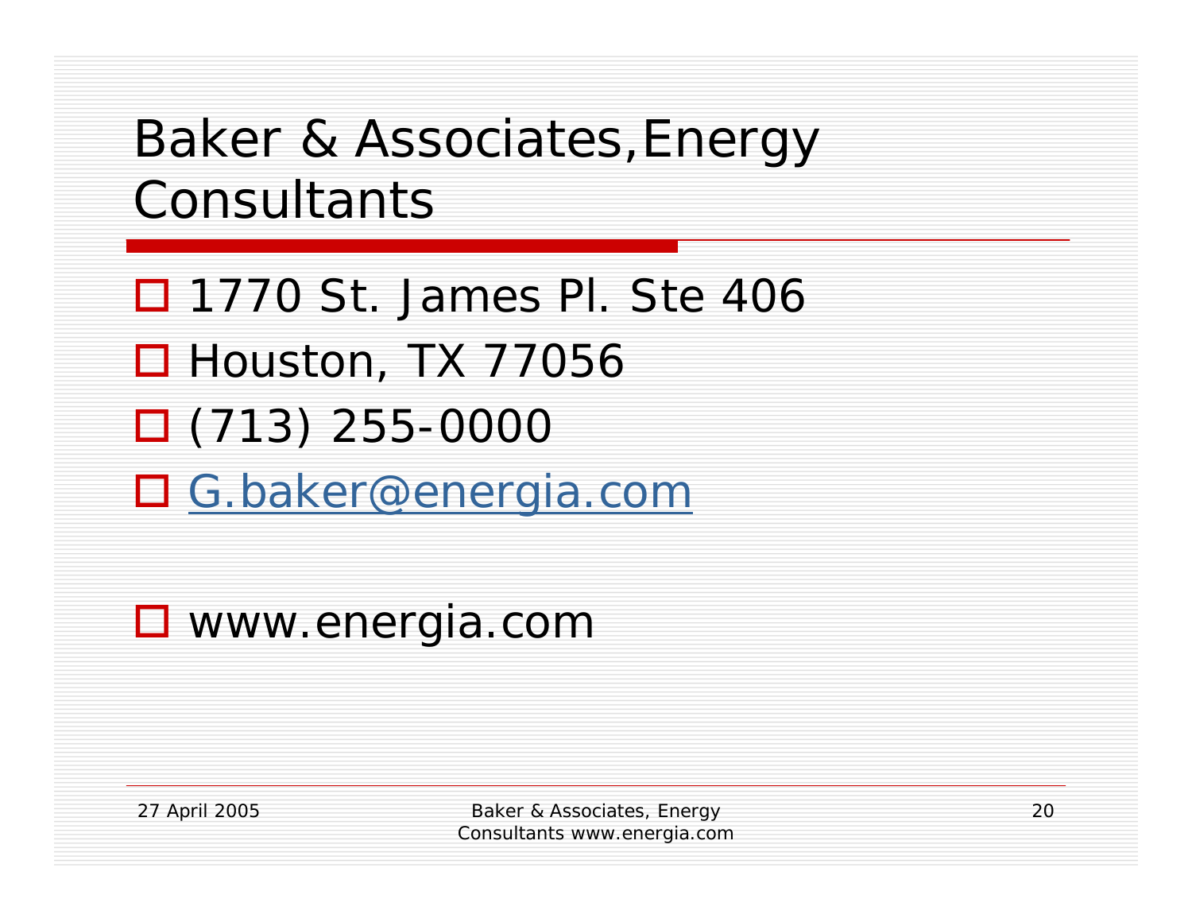# Baker & Associates,Energy Consultants

- 1770 St. James Pl. Ste 406
- Houston, TX 77056
- (713) 255-0000
- G.baker@energia.com

- www.energia.com